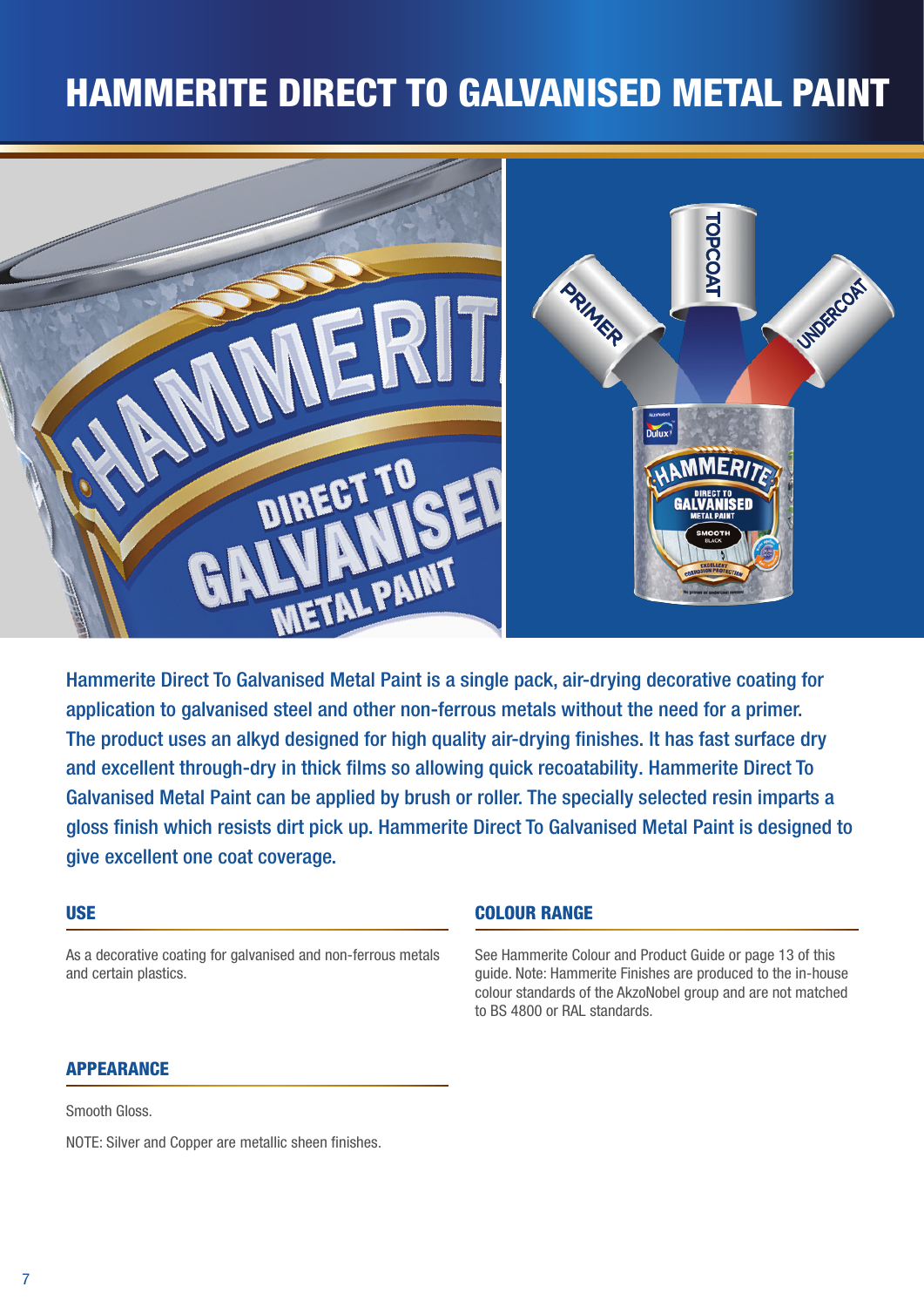# HAMMERITE DIRECT TO GALVANISED METAL PAINT

Hammerite Direct To Galvanised Metal Paint is a single pack, air-drying decorative coating for application to galvanised steel and other non-ferrous metals without the need for a primer. The product uses an alkyd designed for high quality air-drying finishes. It has fast surface dry and excellent through-dry in thick films so allowing quick recoatability. Hammerite Direct To Galvanised Metal Paint can be applied by brush or roller. The specially selected resin imparts a gloss finish which resists dirt pick up. Hammerite Direct To Galvanised Metal Paint is designed to give excellent one coat coverage.

## USE

As a decorative coating for galvanised and non-ferrous metals and certain plastics.

## APPEARANCE

Smooth Gloss.

NOTE: Silver and Copper are metallic sheen finishes.

## COLOUR RANGE

See Hammerite Colour and Product Guide or page 13 of this guide. Note: Hammerite Finishes are produced to the in-house colour standards of the AkzoNobel group and are not matched to BS 4800 or RAL standards.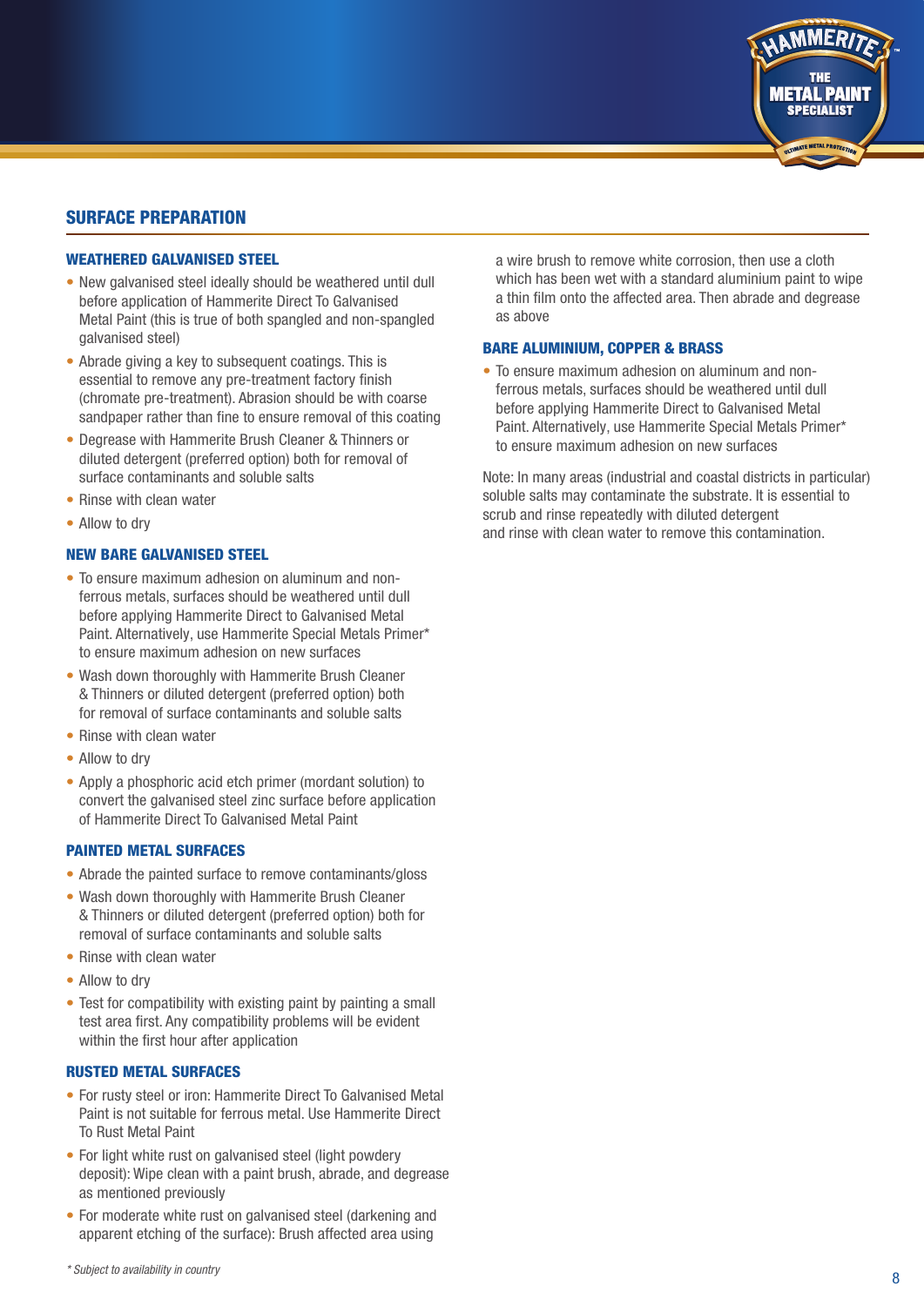## SURFACE PREPARATION

### WEATHERED GALVANISED STEEL

- New galvanised steel ideally should be weathered until dull before application of Hammerite Direct To Galvanised Metal Paint (this is true of both spangled and non-spangled galvanised steel)
- Abrade giving a key to subsequent coatings. This is essential to remove any pre-treatment factory finish (chromate pre-treatment). Abrasion should be with coarse sandpaper rather than fine to ensure removal of this coating
- Degrease with Hammerite Brush Cleaner & Thinners or diluted detergent (preferred option) both for removal of surface contaminants and soluble salts
- Rinse with clean water
- Allow to dry

### NEW BARE GALVANISED STEEL

- To ensure maximum adhesion on aluminum and non-ferrous metals, surfaces should be weathered until dull before applying Hammerite Direct to Galvanised Metal Paint. Alternatively, use Hammerite Special Metals Primer* to ensure maximum adhesion on new surfaces
- Wash down thoroughly with Hammerite Brush Cleaner & Thinners or diluted detergent (preferred option) both for removal of surface contaminants and soluble salts
- Rinse with clean water
- Allow to dry
- Apply a phosphoric acid etch primer (mordant solution) to convert the galvanised steel zinc surface before application of Hammerite Direct To Galvanised Metal Paint

### PAINTED METAL SURFACES

- Abrade the painted surface to remove contaminants/gloss
- Wash down thoroughly with Hammerite Brush Cleaner & Thinners or diluted detergent (preferred option) both for removal of surface contaminants and soluble salts
- Rinse with clean water
- Allow to dry
- Test for compatibility with existing paint by painting a small test area first. Any compatibility problems will be evident within the first hour after application

### RUSTED METAL SURFACES

- For rusty steel or iron: Hammerite Direct To Galvanised Metal Paint is not suitable for ferrous metal. Use Hammerite Direct To Rust Metal Paint
- For light white rust on galvanised steel (light powdery deposit): Wipe clean with a paint brush, abrade, and degrease as mentioned previously
- For moderate white rust on galvanised steel (darkening and apparent etching of the surface): Brush affected area using a wire brush to remove white corrosion, then use a cloth which has been wet with a standard aluminium paint to wipe a thin film onto the affected area. Then abrade and degrease as above

### BARE ALUMINIUM, COPPER & BRASS

- To ensure maximum adhesion on aluminum and non-ferrous metals, surfaces should be weathered until dull before applying Hammerite Direct to Galvanised Metal Paint. Alternatively, use Hammerite Special Metals Primer* to ensure maximum adhesion on new surfaces

Note: In many areas (industrial and coastal districts in particular) soluble salts may contaminate the substrate. It is essential to scrub and rinse repeatedly with diluted detergent and rinse with clean water to remove this contamination.

*\* Subject to availability in country*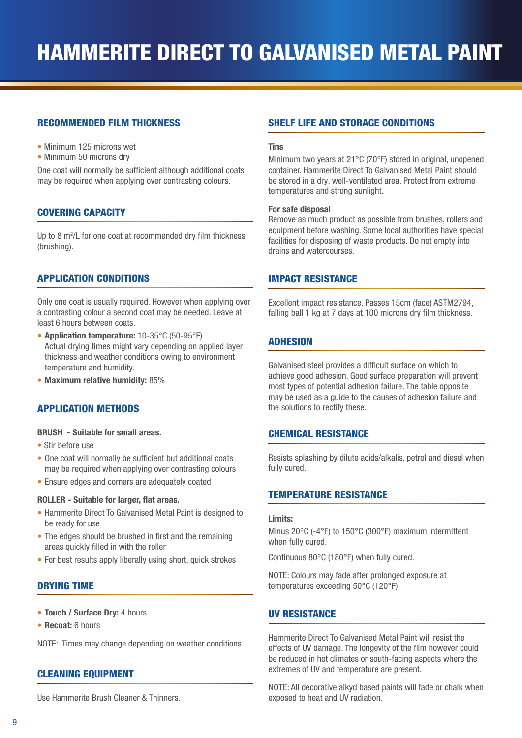# HAMMERITE DIRECT TO GALVANISED METAL PAINT

## RECOMMENDED FILM THICKNESS

- Minimum 125 microns wet
- Minimum 50 microns dry

One coat will normally be sufficient although additional coats may be required when applying over contrasting colours.

## COVERING CAPACITY

Up to 8 $m^2$/L for one coat at recommended dry film thickness (brushing).

## APPLICATION CONDITIONS

Only one coat is usually required. However when applying over a contrasting colour a second coat may be needed. Leave at least 6 hours between coats.

- **Application temperature:** 10-35°C (50-95°F) Actual drying times might vary depending on applied layer thickness and weather conditions owing to environment temperature and humidity.
- **Maximum relative humidity:** 85%

## APPLICATION METHODS

**BRUSH - Suitable for small areas.**

- Stir before use
- One coat will normally be sufficient but additional coats may be required when applying over contrasting colours
- Ensure edges and corners are adequately coated

**ROLLER - Suitable for larger, flat areas.**

- Hammerite Direct To Galvanised Metal Paint is designed to be ready for use
- The edges should be brushed in first and the remaining areas quickly filled in with the roller
- For best results apply liberally using short, quick strokes

## DRYING TIME

- **Touch / Surface Dry:** 4 hours
- **Recoat:** 6 hours

NOTE: Times may change depending on weather conditions.

## CLEANING EQUIPMENT

Use Hammerite Brush Cleaner & Thinners.

## SHELF LIFE AND STORAGE CONDITIONS

**Tins**

Minimum two years at 21°C (70°F) stored in original, unopened container. Hammerite Direct To Galvanised Metal Paint should be stored in a dry, well-ventilated area. Protect from extreme temperatures and strong sunlight.

**For safe disposal**

Remove as much product as possible from brushes, rollers and equipment before washing. Some local authorities have special facilities for disposing of waste products. Do not empty into drains and watercourses.

## IMPACT RESISTANCE

Excellent impact resistance. Passes 15cm (face) ASTM2794, falling ball 1 kg at 7 days at 100 microns dry film thickness.

## ADHESION

Galvanised steel provides a difficult surface on which to achieve good adhesion. Good surface preparation will prevent most types of potential adhesion failure. The table opposite may be used as a guide to the causes of adhesion failure and the solutions to rectify these.

## CHEMICAL RESISTANCE

Resists splashing by dilute acids/alkalis, petrol and diesel when fully cured.

## TEMPERATURE RESISTANCE

**Limits:**

Minus 20°C (-4°F) to 150°C (300°F) maximum intermittent when fully cured.

Continuous 80°C (180°F) when fully cured.

NOTE: Colours may fade after prolonged exposure at temperatures exceeding 50°C (120°F).

## UV RESISTANCE

Hammerite Direct To Galvanised Metal Paint will resist the effects of UV damage. The longevity of the film however could be reduced in hot climates or south-facing aspects where the extremes of UV and temperature are present.

NOTE: All decorative alkyd based paints will fade or chalk when exposed to heat and UV radiation.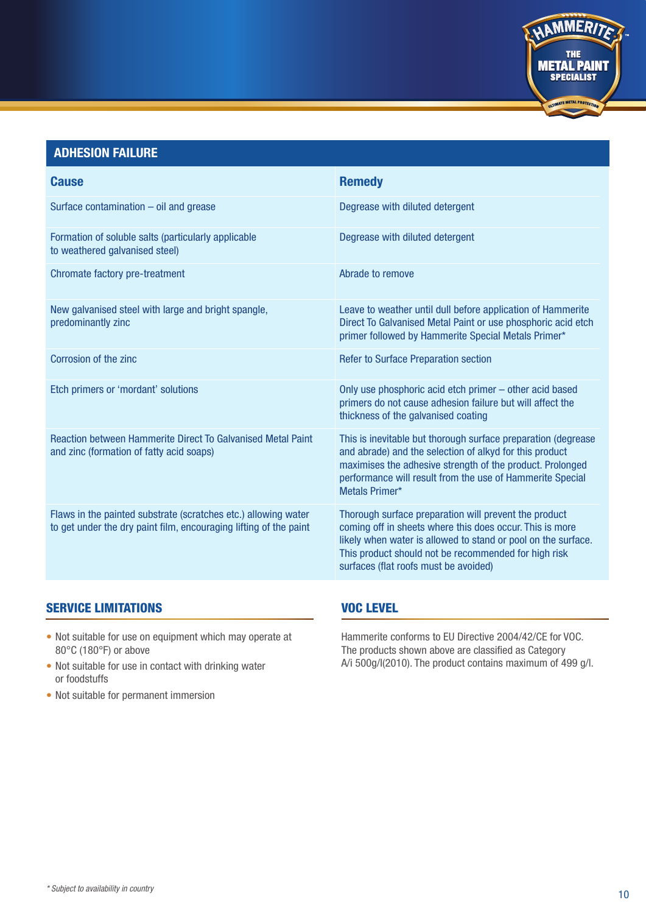## ADHESION FAILURE

| Cause | Remedy |
|---|---|
| Surface contamination – oil and grease | Degrease with diluted detergent |
| Formation of soluble salts (particularly applicable to weathered galvanised steel) | Degrease with diluted detergent |
| Chromate factory pre-treatment | Abrade to remove |
| New galvanised steel with large and bright spangle, predominantly zinc | Leave to weather until dull before application of Hammerite Direct To Galvanised Metal Paint or use phosphoric acid etch primer followed by Hammerite Special Metals Primer* |
| Corrosion of the zinc | Refer to Surface Preparation section |
| Etch primers or 'mordant' solutions | Only use phosphoric acid etch primer – other acid based primers do not cause adhesion failure but will affect the thickness of the galvanised coating |
| Reaction between Hammerite Direct To Galvanised Metal Paint and zinc (formation of fatty acid soaps) | This is inevitable but thorough surface preparation (degrease and abrade) and the selection of alkyd for this product maximises the adhesive strength of the product. Prolonged performance will result from the use of Hammerite Special Metals Primer* |
| Flaws in the painted substrate (scratches etc.) allowing water to get under the dry paint film, encouraging lifting of the paint | Thorough surface preparation will prevent the product coming off in sheets where this does occur. This is more likely when water is allowed to stand or pool on the surface. This product should not be recommended for high risk surfaces (flat roofs must be avoided) |

## SERVICE LIMITATIONS

- Not suitable for use on equipment which may operate at 80°C (180°F) or above
- Not suitable for use in contact with drinking water or foodstuffs
- Not suitable for permanent immersion

## VOC LEVEL

Hammerite conforms to EU Directive 2004/42/CE for VOC. The products shown above are classified as Category A/i 500g/l(2010). The product contains maximum of 499 g/l.

*\* Subject to availability in country*